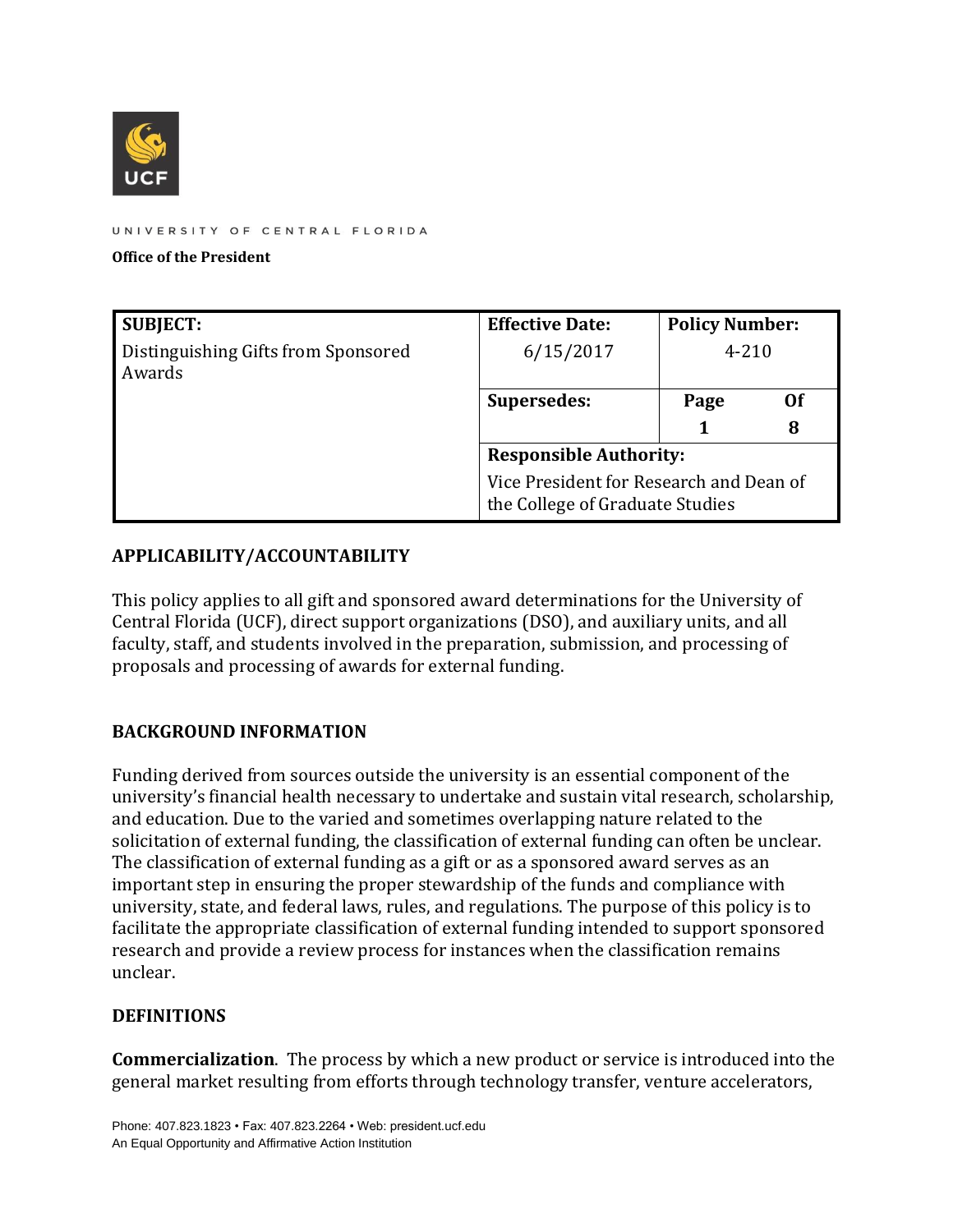UNIVERSITY OF CENTRAL FLORIDA

**Office of the President**

| **SUBJECT:** | **Effective Date:** | **Policy Number:** | |
|---|---|---|---|
| Distinguishing Gifts from Sponsored Awards | 6/15/2017 | 4-210 | |
| | **Supersedes:** | **Page** 1 | **Of** 8 |
| | **Responsible Authority:** Vice President for Research and Dean of the College of Graduate Studies | | |

## APPLICABILITY/ACCOUNTABILITY

This policy applies to all gift and sponsored award determinations for the University of Central Florida (UCF), direct support organizations (DSO), and auxiliary units, and all faculty, staff, and students involved in the preparation, submission, and processing of proposals and processing of awards for external funding.

## BACKGROUND INFORMATION

Funding derived from sources outside the university is an essential component of the university's financial health necessary to undertake and sustain vital research, scholarship, and education. Due to the varied and sometimes overlapping nature related to the solicitation of external funding, the classification of external funding can often be unclear. The classification of external funding as a gift or as a sponsored award serves as an important step in ensuring the proper stewardship of the funds and compliance with university, state, and federal laws, rules, and regulations. The purpose of this policy is to facilitate the appropriate classification of external funding intended to support sponsored research and provide a review process for instances when the classification remains unclear.

## DEFINITIONS

**Commercialization**. The process by which a new product or service is introduced into the general market resulting from efforts through technology transfer, venture accelerators,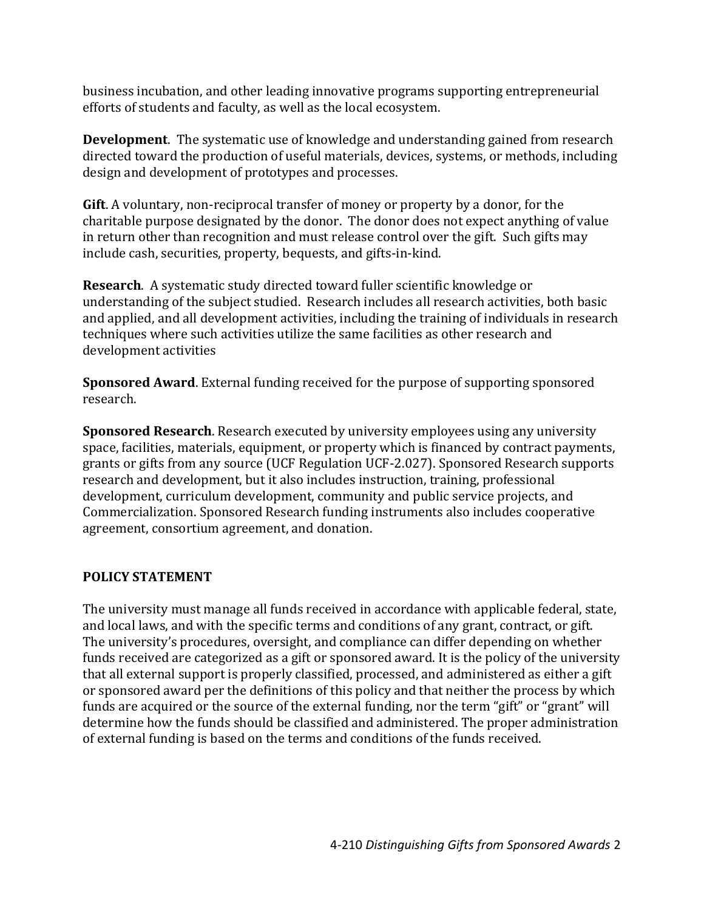business incubation, and other leading innovative programs supporting entrepreneurial efforts of students and faculty, as well as the local ecosystem.

**Development**. The systematic use of knowledge and understanding gained from research directed toward the production of useful materials, devices, systems, or methods, including design and development of prototypes and processes.

**Gift**. A voluntary, non-reciprocal transfer of money or property by a donor, for the charitable purpose designated by the donor. The donor does not expect anything of value in return other than recognition and must release control over the gift. Such gifts may include cash, securities, property, bequests, and gifts-in-kind.

**Research**. A systematic study directed toward fuller scientific knowledge or understanding of the subject studied. Research includes all research activities, both basic and applied, and all development activities, including the training of individuals in research techniques where such activities utilize the same facilities as other research and development activities

**Sponsored Award**. External funding received for the purpose of supporting sponsored research.

**Sponsored Research**. Research executed by university employees using any university space, facilities, materials, equipment, or property which is financed by contract payments, grants or gifts from any source (UCF Regulation UCF-2.027). Sponsored Research supports research and development, but it also includes instruction, training, professional development, curriculum development, community and public service projects, and Commercialization. Sponsored Research funding instruments also includes cooperative agreement, consortium agreement, and donation.

## POLICY STATEMENT

The university must manage all funds received in accordance with applicable federal, state, and local laws, and with the specific terms and conditions of any grant, contract, or gift. The university's procedures, oversight, and compliance can differ depending on whether funds received are categorized as a gift or sponsored award. It is the policy of the university that all external support is properly classified, processed, and administered as either a gift or sponsored award per the definitions of this policy and that neither the process by which funds are acquired or the source of the external funding, nor the term "gift" or "grant" will determine how the funds should be classified and administered. The proper administration of external funding is based on the terms and conditions of the funds received.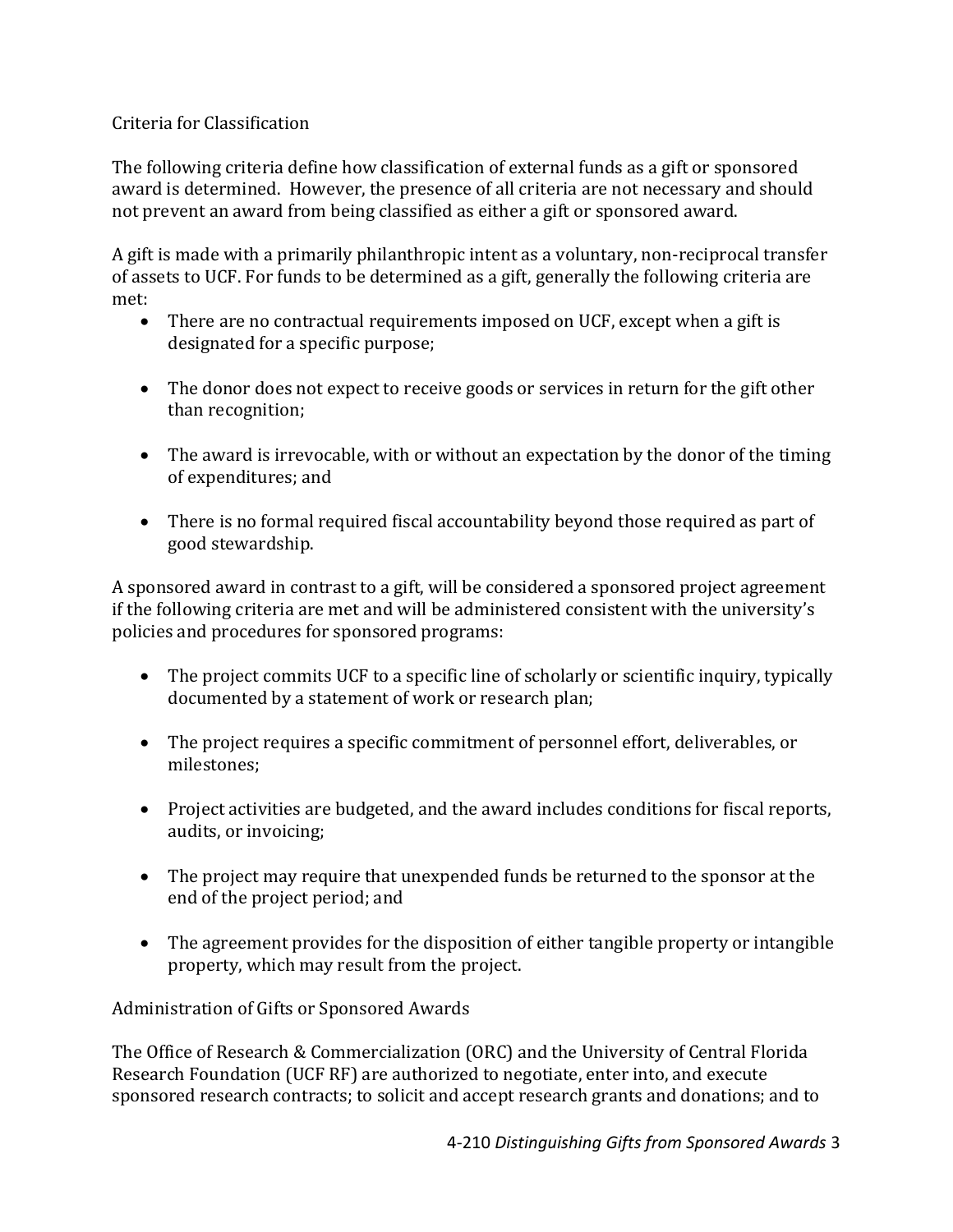## Criteria for Classification

The following criteria define how classification of external funds as a gift or sponsored award is determined. However, the presence of all criteria are not necessary and should not prevent an award from being classified as either a gift or sponsored award.

A gift is made with a primarily philanthropic intent as a voluntary, non-reciprocal transfer of assets to UCF. For funds to be determined as a gift, generally the following criteria are met:

- There are no contractual requirements imposed on UCF, except when a gift is designated for a specific purpose;
- The donor does not expect to receive goods or services in return for the gift other than recognition;
- The award is irrevocable, with or without an expectation by the donor of the timing of expenditures; and
- There is no formal required fiscal accountability beyond those required as part of good stewardship.

A sponsored award in contrast to a gift, will be considered a sponsored project agreement if the following criteria are met and will be administered consistent with the university's policies and procedures for sponsored programs:

- The project commits UCF to a specific line of scholarly or scientific inquiry, typically documented by a statement of work or research plan;
- The project requires a specific commitment of personnel effort, deliverables, or milestones;
- Project activities are budgeted, and the award includes conditions for fiscal reports, audits, or invoicing;
- The project may require that unexpended funds be returned to the sponsor at the end of the project period; and
- The agreement provides for the disposition of either tangible property or intangible property, which may result from the project.

## Administration of Gifts or Sponsored Awards

The Office of Research & Commercialization (ORC) and the University of Central Florida Research Foundation (UCF RF) are authorized to negotiate, enter into, and execute sponsored research contracts; to solicit and accept research grants and donations; and to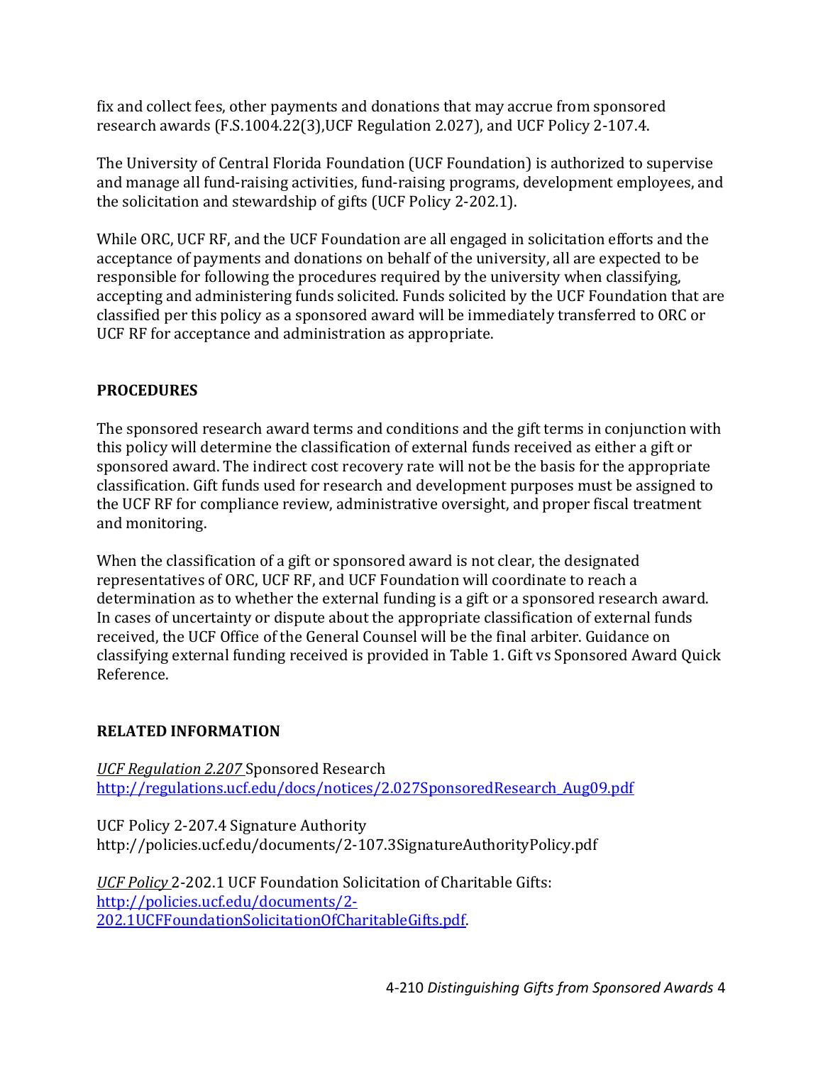fix and collect fees, other payments and donations that may accrue from sponsored research awards (F.S.1004.22(3),UCF Regulation 2.027), and UCF Policy 2-107.4.

The University of Central Florida Foundation (UCF Foundation) is authorized to supervise and manage all fund-raising activities, fund-raising programs, development employees, and the solicitation and stewardship of gifts (UCF Policy 2-202.1).

While ORC, UCF RF, and the UCF Foundation are all engaged in solicitation efforts and the acceptance of payments and donations on behalf of the university, all are expected to be responsible for following the procedures required by the university when classifying, accepting and administering funds solicited. Funds solicited by the UCF Foundation that are classified per this policy as a sponsored award will be immediately transferred to ORC or UCF RF for acceptance and administration as appropriate.

## PROCEDURES

The sponsored research award terms and conditions and the gift terms in conjunction with this policy will determine the classification of external funds received as either a gift or sponsored award. The indirect cost recovery rate will not be the basis for the appropriate classification. Gift funds used for research and development purposes must be assigned to the UCF RF for compliance review, administrative oversight, and proper fiscal treatment and monitoring.

When the classification of a gift or sponsored award is not clear, the designated representatives of ORC, UCF RF, and UCF Foundation will coordinate to reach a determination as to whether the external funding is a gift or a sponsored research award. In cases of uncertainty or dispute about the appropriate classification of external funds received, the UCF Office of the General Counsel will be the final arbiter. Guidance on classifying external funding received is provided in Table 1. Gift vs Sponsored Award Quick Reference.

## RELATED INFORMATION

*UCF Regulation 2.207* Sponsored Research
http://regulations.ucf.edu/docs/notices/2.027SponsoredResearch_Aug09.pdf

UCF Policy 2-207.4 Signature Authority
http://policies.ucf.edu/documents/2-107.3SignatureAuthorityPolicy.pdf

*UCF Policy* 2-202.1 UCF Foundation Solicitation of Charitable Gifts:
http://policies.ucf.edu/documents/2-202.1UCFFoundationSolicitationOfCharitableGifts.pdf.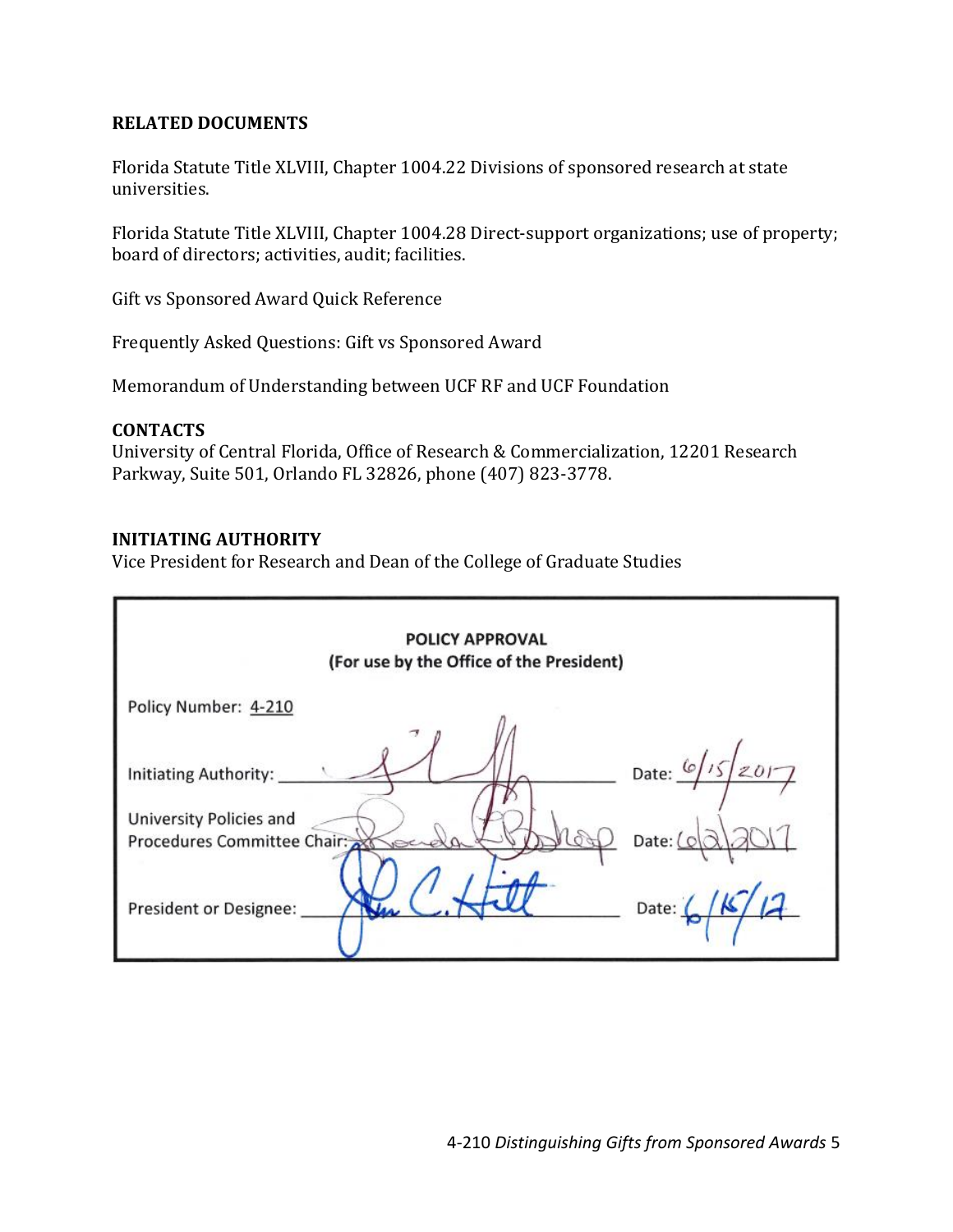**RELATED DOCUMENTS**

Florida Statute Title XLVIII, Chapter 1004.22 Divisions of sponsored research at state universities.

Florida Statute Title XLVIII, Chapter 1004.28 Direct-support organizations; use of property; board of directors; activities, audit; facilities.

Gift vs Sponsored Award Quick Reference

Frequently Asked Questions: Gift vs Sponsored Award

Memorandum of Understanding between UCF RF and UCF Foundation

**CONTACTS**
University of Central Florida, Office of Research & Commercialization, 12201 Research Parkway, Suite 501, Orlando FL 32826, phone (407) 823-3778.

**INITIATING AUTHORITY**
Vice President for Research and Dean of the College of Graduate Studies

| POLICY APPROVAL (For use by the Office of the President) | |
|---|---|
| Policy Number: 4-210 | |
| Initiating Authority: [signature] | Date: 6/15/2017 |
| University Policies and Procedures Committee Chair: Ronda L Bishop | Date: 6/2/2017 |
| President or Designee: John C. Hitt | Date: 6/15/17 |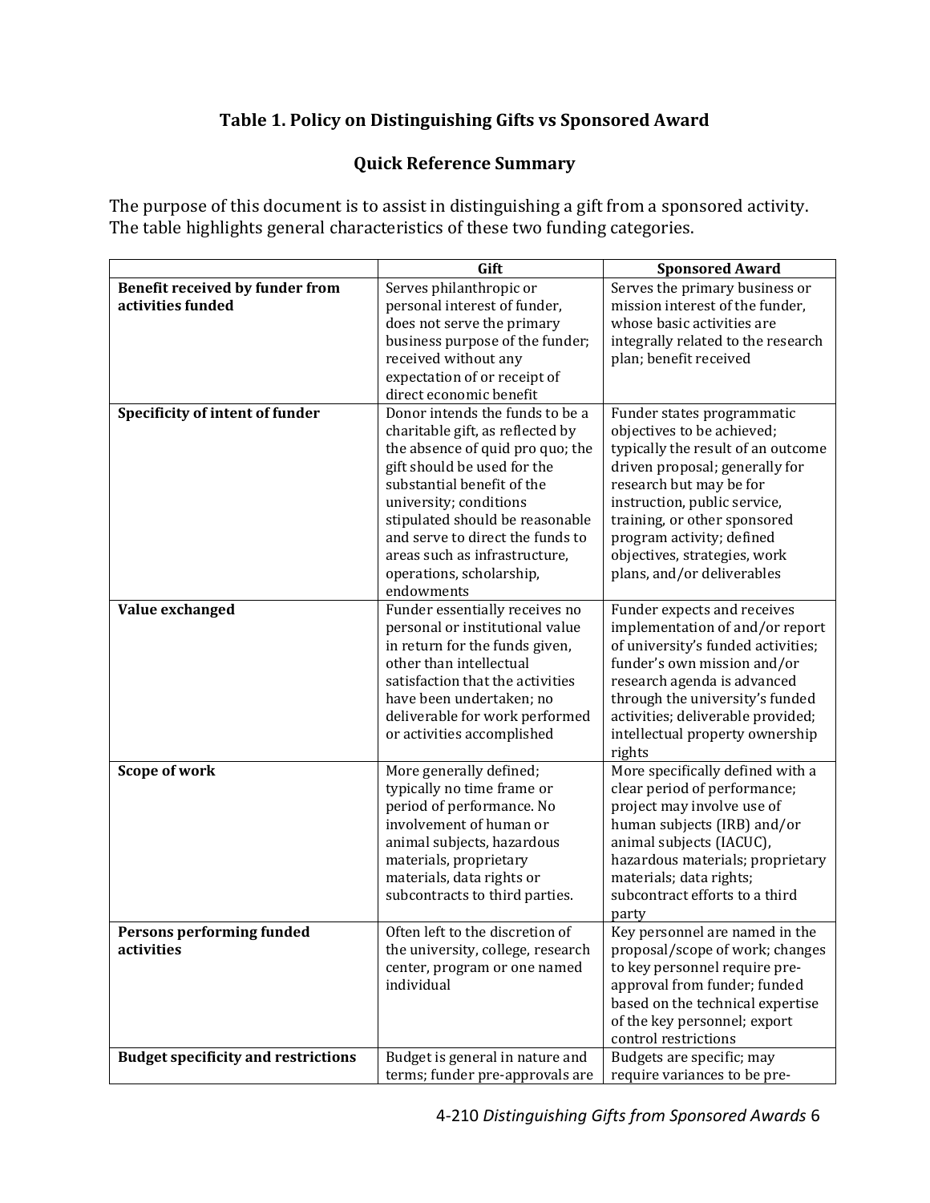## Table 1. Policy on Distinguishing Gifts vs Sponsored Award

### Quick Reference Summary

The purpose of this document is to assist in distinguishing a gift from a sponsored activity. The table highlights general characteristics of these two funding categories.

| | Gift | Sponsored Award |
|---|---|---|
| **Benefit received by funder from activities funded** | Serves philanthropic or personal interest of funder, does not serve the primary business purpose of the funder; received without any expectation of or receipt of direct economic benefit | Serves the primary business or mission interest of the funder, whose basic activities are integrally related to the research plan; benefit received |
| **Specificity of intent of funder** | Donor intends the funds to be a charitable gift, as reflected by the absence of quid pro quo; the gift should be used for the substantial benefit of the university; conditions stipulated should be reasonable and serve to direct the funds to areas such as infrastructure, operations, scholarship, endowments | Funder states programmatic objectives to be achieved; typically the result of an outcome driven proposal; generally for research but may be for instruction, public service, training, or other sponsored program activity; defined objectives, strategies, work plans, and/or deliverables |
| **Value exchanged** | Funder essentially receives no personal or institutional value in return for the funds given, other than intellectual satisfaction that the activities have been undertaken; no deliverable for work performed or activities accomplished | Funder expects and receives implementation of and/or report of university's funded activities; funder's own mission and/or research agenda is advanced through the university's funded activities; deliverable provided; intellectual property ownership rights |
| **Scope of work** | More generally defined; typically no time frame or period of performance. No involvement of human or animal subjects, hazardous materials, proprietary materials, data rights or subcontracts to third parties. | More specifically defined with a clear period of performance; project may involve use of human subjects (IRB) and/or animal subjects (IACUC), hazardous materials; proprietary materials; data rights; subcontract efforts to a third party |
| **Persons performing funded activities** | Often left to the discretion of the university, college, research center, program or one named individual | Key personnel are named in the proposal/scope of work; changes to key personnel require pre-approval from funder; funded based on the technical expertise of the key personnel; export control restrictions |
| **Budget specificity and restrictions** | Budget is general in nature and terms; funder pre-approvals are | Budgets are specific; may require variances to be pre- |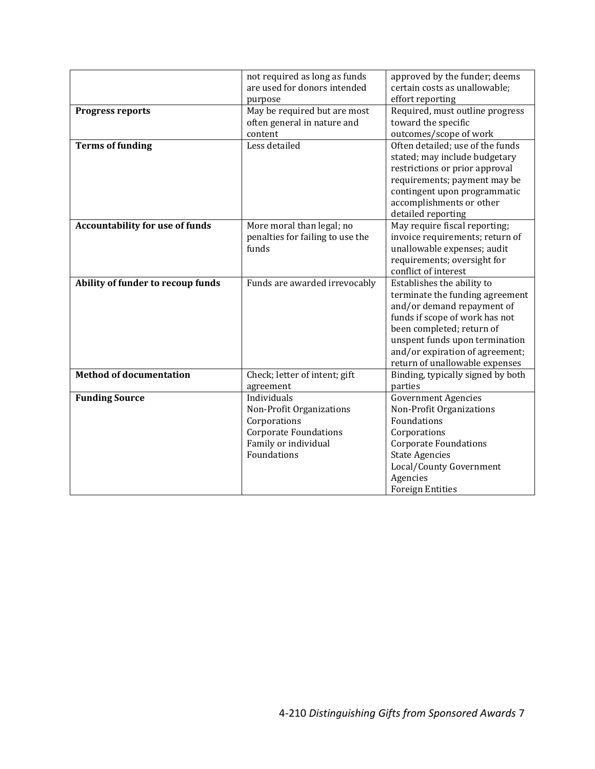| | | |
|---|---|---|
| | not required as long as funds are used for donors intended purpose | approved by the funder; deems certain costs as unallowable; effort reporting |
| **Progress reports** | May be required but are most often general in nature and content | Required, must outline progress toward the specific outcomes/scope of work |
| **Terms of funding** | Less detailed | Often detailed; use of the funds stated; may include budgetary restrictions or prior approval requirements; payment may be contingent upon programmatic accomplishments or other detailed reporting |
| **Accountability for use of funds** | More moral than legal; no penalties for failing to use the funds | May require fiscal reporting; invoice requirements; return of unallowable expenses; audit requirements; oversight for conflict of interest |
| **Ability of funder to recoup funds** | Funds are awarded irrevocably | Establishes the ability to terminate the funding agreement and/or demand repayment of funds if scope of work has not been completed; return of unspent funds upon termination and/or expiration of agreement; return of unallowable expenses |
| **Method of documentation** | Check; letter of intent; gift agreement | Binding, typically signed by both parties |
| **Funding Source** | Individuals<br>Non-Profit Organizations<br>Corporations<br>Corporate Foundations<br>Family or individual Foundations | Government Agencies<br>Non-Profit Organizations<br>Foundations<br>Corporations<br>Corporate Foundations<br>State Agencies<br>Local/County Government Agencies<br>Foreign Entities |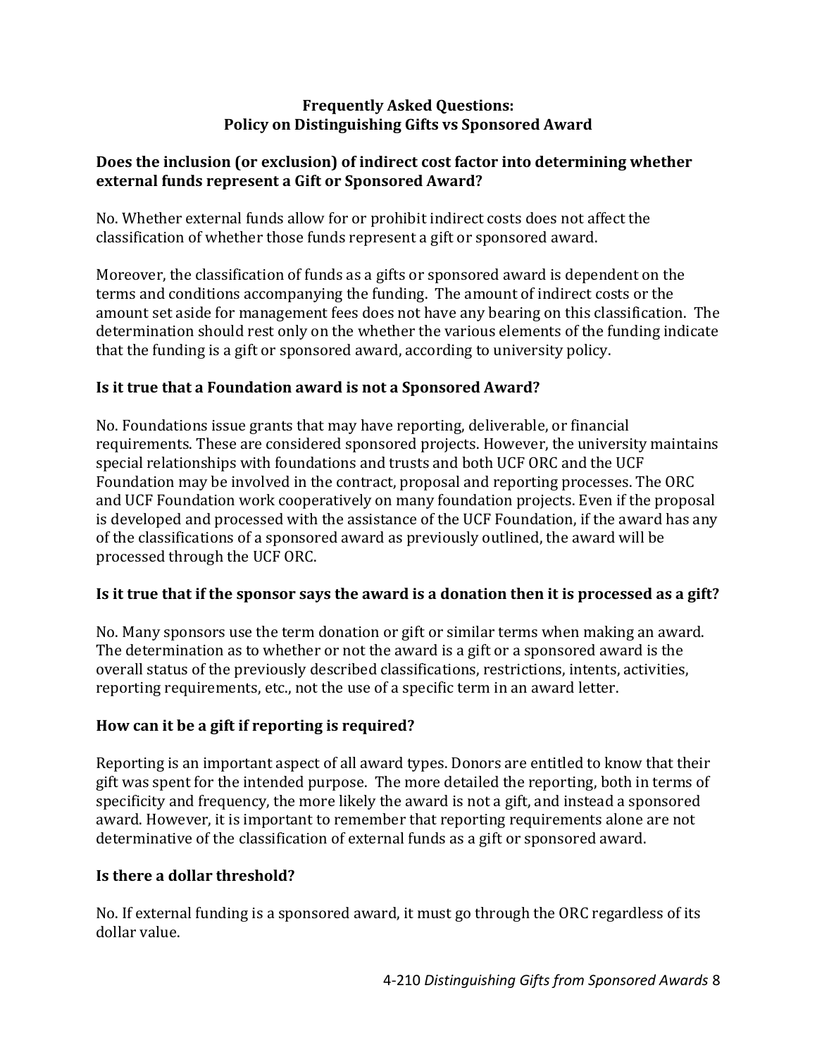## Frequently Asked Questions: Policy on Distinguishing Gifts vs Sponsored Award

### Does the inclusion (or exclusion) of indirect cost factor into determining whether external funds represent a Gift or Sponsored Award?

No. Whether external funds allow for or prohibit indirect costs does not affect the classification of whether those funds represent a gift or sponsored award.

Moreover, the classification of funds as a gifts or sponsored award is dependent on the terms and conditions accompanying the funding. The amount of indirect costs or the amount set aside for management fees does not have any bearing on this classification. The determination should rest only on the whether the various elements of the funding indicate that the funding is a gift or sponsored award, according to university policy.

### Is it true that a Foundation award is not a Sponsored Award?

No. Foundations issue grants that may have reporting, deliverable, or financial requirements. These are considered sponsored projects. However, the university maintains special relationships with foundations and trusts and both UCF ORC and the UCF Foundation may be involved in the contract, proposal and reporting processes. The ORC and UCF Foundation work cooperatively on many foundation projects. Even if the proposal is developed and processed with the assistance of the UCF Foundation, if the award has any of the classifications of a sponsored award as previously outlined, the award will be processed through the UCF ORC.

### Is it true that if the sponsor says the award is a donation then it is processed as a gift?

No. Many sponsors use the term donation or gift or similar terms when making an award. The determination as to whether or not the award is a gift or a sponsored award is the overall status of the previously described classifications, restrictions, intents, activities, reporting requirements, etc., not the use of a specific term in an award letter.

### How can it be a gift if reporting is required?

Reporting is an important aspect of all award types. Donors are entitled to know that their gift was spent for the intended purpose. The more detailed the reporting, both in terms of specificity and frequency, the more likely the award is not a gift, and instead a sponsored award. However, it is important to remember that reporting requirements alone are not determinative of the classification of external funds as a gift or sponsored award.

### Is there a dollar threshold?

No. If external funding is a sponsored award, it must go through the ORC regardless of its dollar value.